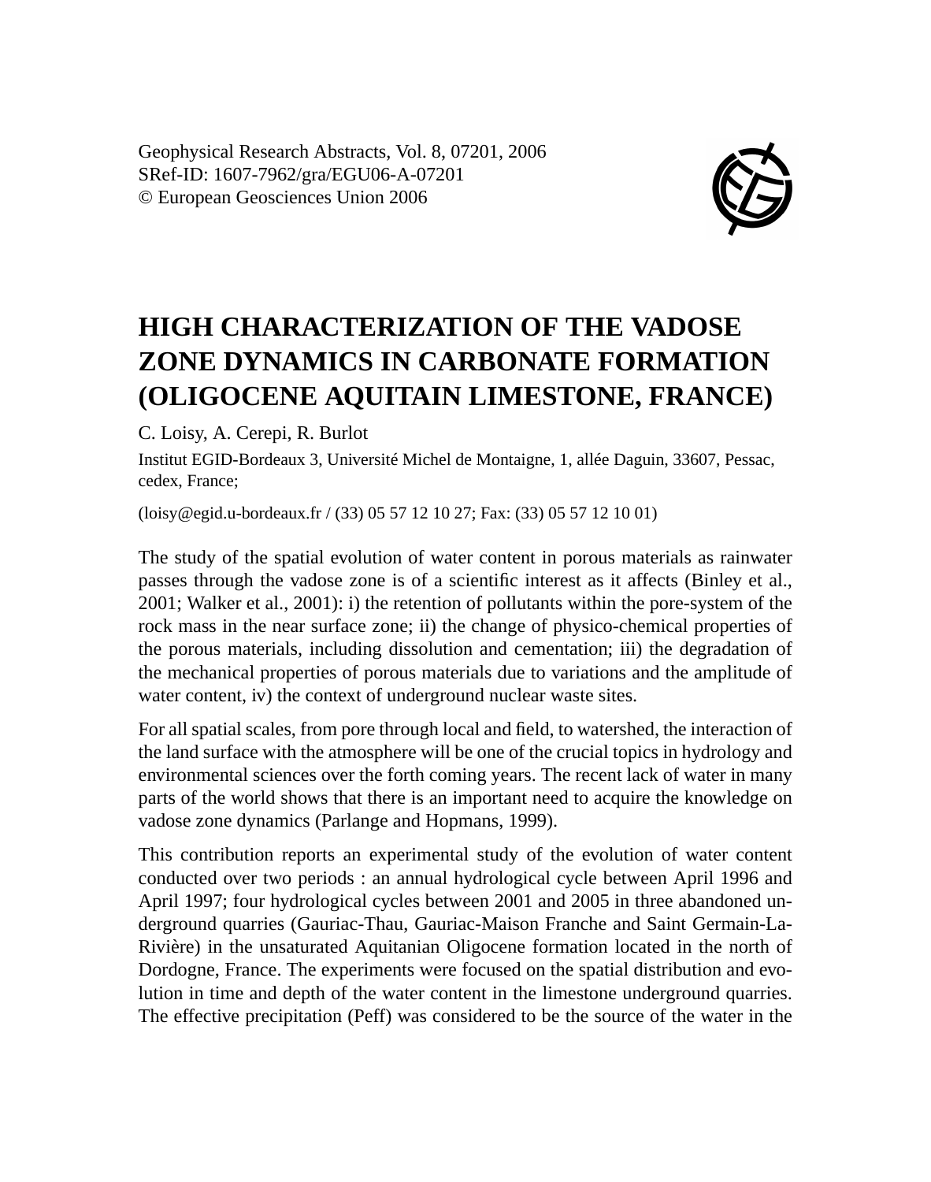Geophysical Research Abstracts, Vol. 8, 07201, 2006
SRef-ID: 1607-7962/gra/EGU06-A-07201
© European Geosciences Union 2006

# HIGH CHARACTERIZATION OF THE VADOSE ZONE DYNAMICS IN CARBONATE FORMATION (OLIGOCENE AQUITAIN LIMESTONE, FRANCE)

C. Loisy, A. Cerepi, R. Burlot

Institut EGID-Bordeaux 3, Université Michel de Montaigne, 1, allée Daguin, 33607, Pessac, cedex, France;

(loisy@egid.u-bordeaux.fr / (33) 05 57 12 10 27; Fax: (33) 05 57 12 10 01)

The study of the spatial evolution of water content in porous materials as rainwater passes through the vadose zone is of a scientific interest as it affects (Binley et al., 2001; Walker et al., 2001): i) the retention of pollutants within the pore-system of the rock mass in the near surface zone; ii) the change of physico-chemical properties of the porous materials, including dissolution and cementation; iii) the degradation of the mechanical properties of porous materials due to variations and the amplitude of water content, iv) the context of underground nuclear waste sites.

For all spatial scales, from pore through local and field, to watershed, the interaction of the land surface with the atmosphere will be one of the crucial topics in hydrology and environmental sciences over the forth coming years. The recent lack of water in many parts of the world shows that there is an important need to acquire the knowledge on vadose zone dynamics (Parlange and Hopmans, 1999).

This contribution reports an experimental study of the evolution of water content conducted over two periods : an annual hydrological cycle between April 1996 and April 1997; four hydrological cycles between 2001 and 2005 in three abandoned underground quarries (Gauriac-Thau, Gauriac-Maison Franche and Saint Germain-La-Rivière) in the unsaturated Aquitanian Oligocene formation located in the north of Dordogne, France. The experiments were focused on the spatial distribution and evolution in time and depth of the water content in the limestone underground quarries. The effective precipitation (Peff) was considered to be the source of the water in the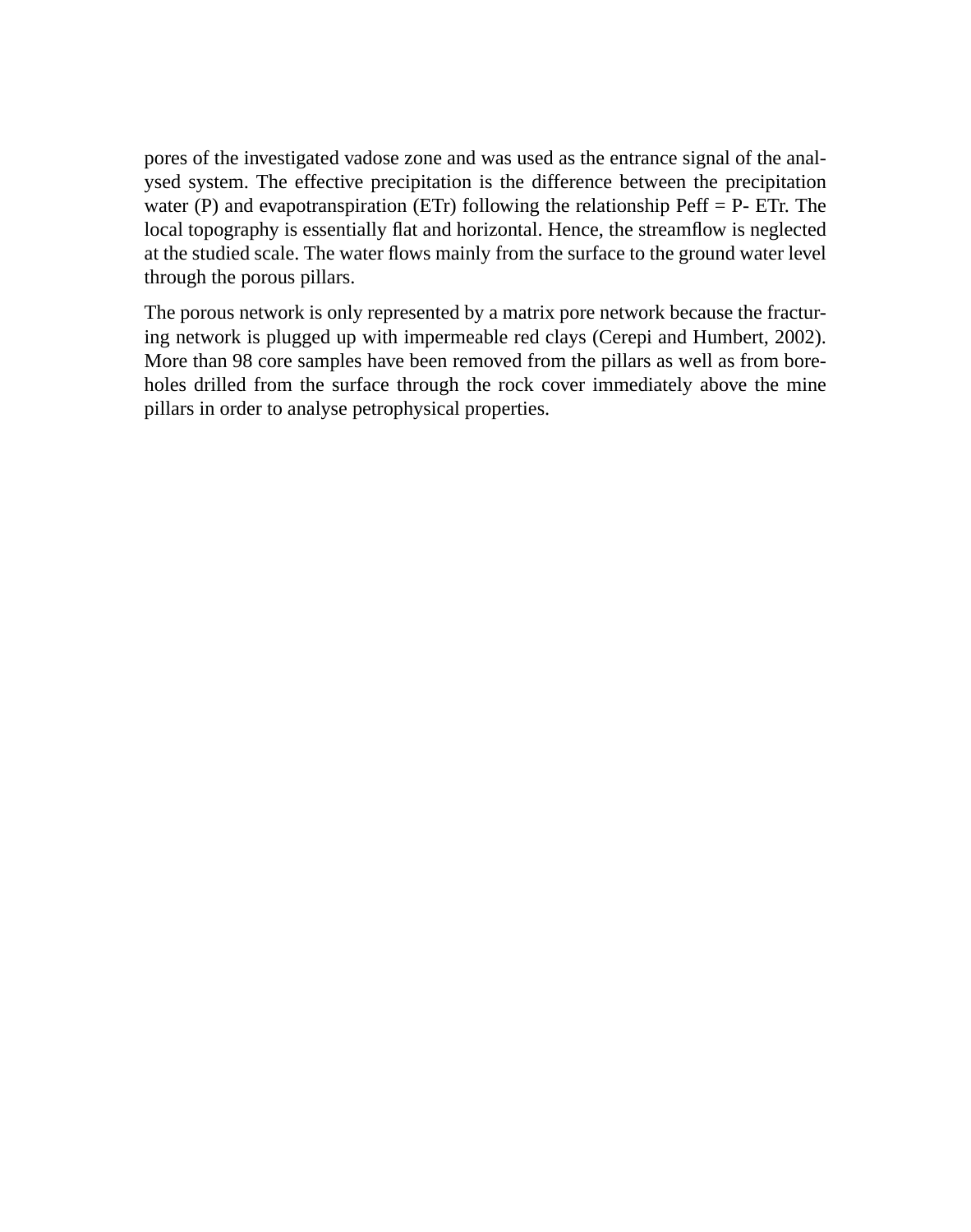pores of the investigated vadose zone and was used as the entrance signal of the analysed system. The effective precipitation is the difference between the precipitation water (P) and evapotranspiration (ETr) following the relationship Peff = P- ETr. The local topography is essentially flat and horizontal. Hence, the streamflow is neglected at the studied scale. The water flows mainly from the surface to the ground water level through the porous pillars.

The porous network is only represented by a matrix pore network because the fracturing network is plugged up with impermeable red clays (Cerepi and Humbert, 2002). More than 98 core samples have been removed from the pillars as well as from boreholes drilled from the surface through the rock cover immediately above the mine pillars in order to analyse petrophysical properties.